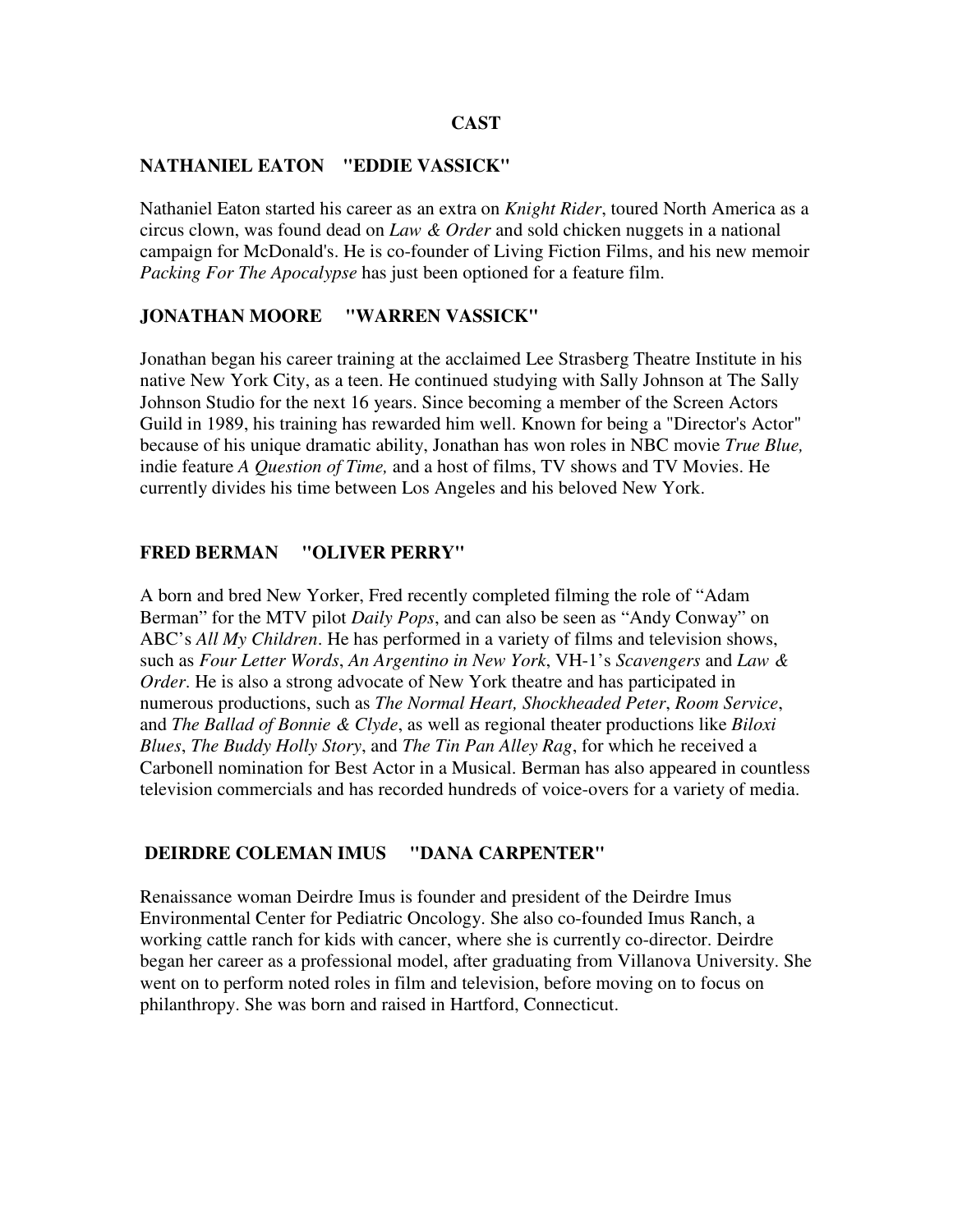# CAST

## NATHANIEL EATON "EDDIE VASSICK"

Nathaniel Eaton started his career as an extra on *Knight Rider*, toured North America as a circus clown, was found dead on *Law & Order* and sold chicken nuggets in a national campaign for McDonald's. He is co-founder of Living Fiction Films, and his new memoir *Packing For The Apocalypse* has just been optioned for a feature film.

## JONATHAN MOORE "WARREN VASSICK"

Jonathan began his career training at the acclaimed Lee Strasberg Theatre Institute in his native New York City, as a teen. He continued studying with Sally Johnson at The Sally Johnson Studio for the next 16 years. Since becoming a member of the Screen Actors Guild in 1989, his training has rewarded him well. Known for being a "Director's Actor" because of his unique dramatic ability, Jonathan has won roles in NBC movie *True Blue,* indie feature *A Question of Time,* and a host of films, TV shows and TV Movies. He currently divides his time between Los Angeles and his beloved New York.

## FRED BERMAN "OLIVER PERRY"

A born and bred New Yorker, Fred recently completed filming the role of "Adam Berman" for the MTV pilot *Daily Pops*, and can also be seen as "Andy Conway" on ABC's *All My Children*. He has performed in a variety of films and television shows, such as *Four Letter Words*, *An Argentino in New York*, VH-1's *Scavengers* and *Law & Order*. He is also a strong advocate of New York theatre and has participated in numerous productions, such as *The Normal Heart, Shockheaded Peter*, *Room Service*, and *The Ballad of Bonnie & Clyde*, as well as regional theater productions like *Biloxi Blues*, *The Buddy Holly Story*, and *The Tin Pan Alley Rag*, for which he received a Carbonell nomination for Best Actor in a Musical. Berman has also appeared in countless television commercials and has recorded hundreds of voice-overs for a variety of media.

## DEIRDRE COLEMAN IMUS "DANA CARPENTER"

Renaissance woman Deirdre Imus is founder and president of the Deirdre Imus Environmental Center for Pediatric Oncology. She also co-founded Imus Ranch, a working cattle ranch for kids with cancer, where she is currently co-director. Deirdre began her career as a professional model, after graduating from Villanova University. She went on to perform noted roles in film and television, before moving on to focus on philanthropy. She was born and raised in Hartford, Connecticut.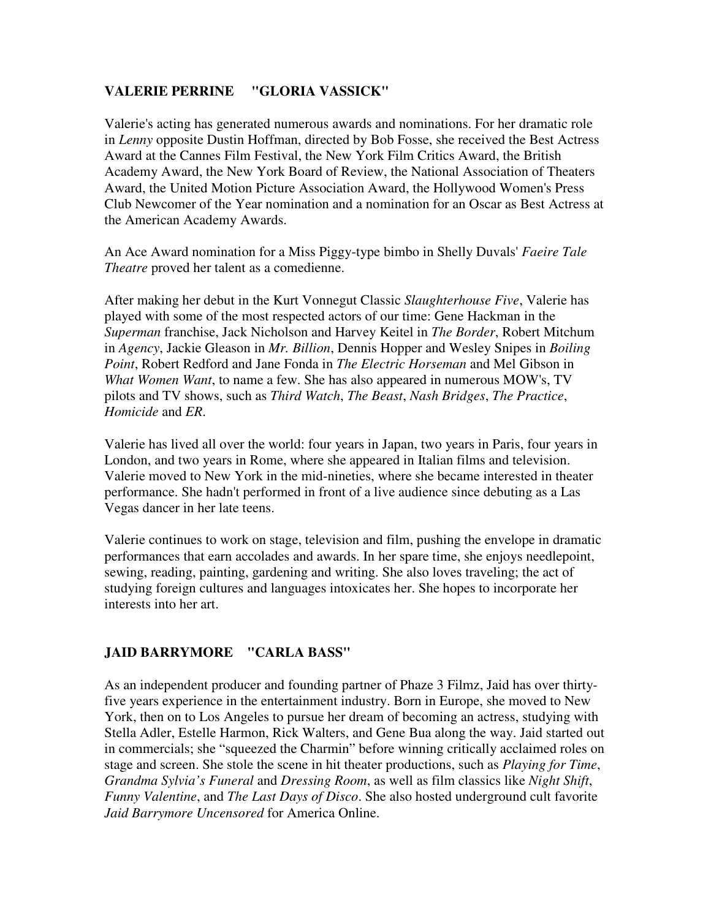## VALERIE PERRINE "GLORIA VASSICK"

Valerie's acting has generated numerous awards and nominations. For her dramatic role in *Lenny* opposite Dustin Hoffman, directed by Bob Fosse, she received the Best Actress Award at the Cannes Film Festival, the New York Film Critics Award, the British Academy Award, the New York Board of Review, the National Association of Theaters Award, the United Motion Picture Association Award, the Hollywood Women's Press Club Newcomer of the Year nomination and a nomination for an Oscar as Best Actress at the American Academy Awards.

An Ace Award nomination for a Miss Piggy-type bimbo in Shelly Duvals' *Faeire Tale Theatre* proved her talent as a comedienne.

After making her debut in the Kurt Vonnegut Classic *Slaughterhouse Five*, Valerie has played with some of the most respected actors of our time: Gene Hackman in the *Superman* franchise, Jack Nicholson and Harvey Keitel in *The Border*, Robert Mitchum in *Agency*, Jackie Gleason in *Mr. Billion*, Dennis Hopper and Wesley Snipes in *Boiling Point*, Robert Redford and Jane Fonda in *The Electric Horseman* and Mel Gibson in *What Women Want*, to name a few. She has also appeared in numerous MOW's, TV pilots and TV shows, such as *Third Watch*, *The Beast*, *Nash Bridges*, *The Practice*, *Homicide* and *ER*.

Valerie has lived all over the world: four years in Japan, two years in Paris, four years in London, and two years in Rome, where she appeared in Italian films and television. Valerie moved to New York in the mid-nineties, where she became interested in theater performance. She hadn't performed in front of a live audience since debuting as a Las Vegas dancer in her late teens.

Valerie continues to work on stage, television and film, pushing the envelope in dramatic performances that earn accolades and awards. In her spare time, she enjoys needlepoint, sewing, reading, painting, gardening and writing. She also loves traveling; the act of studying foreign cultures and languages intoxicates her. She hopes to incorporate her interests into her art.

## JAID BARRYMORE "CARLA BASS"

As an independent producer and founding partner of Phaze 3 Filmz, Jaid has over thirty-five years experience in the entertainment industry. Born in Europe, she moved to New York, then on to Los Angeles to pursue her dream of becoming an actress, studying with Stella Adler, Estelle Harmon, Rick Walters, and Gene Bua along the way. Jaid started out in commercials; she "squeezed the Charmin" before winning critically acclaimed roles on stage and screen. She stole the scene in hit theater productions, such as *Playing for Time*, *Grandma Sylvia's Funeral* and *Dressing Room*, as well as film classics like *Night Shift*, *Funny Valentine*, and *The Last Days of Disco*. She also hosted underground cult favorite *Jaid Barrymore Uncensored* for America Online.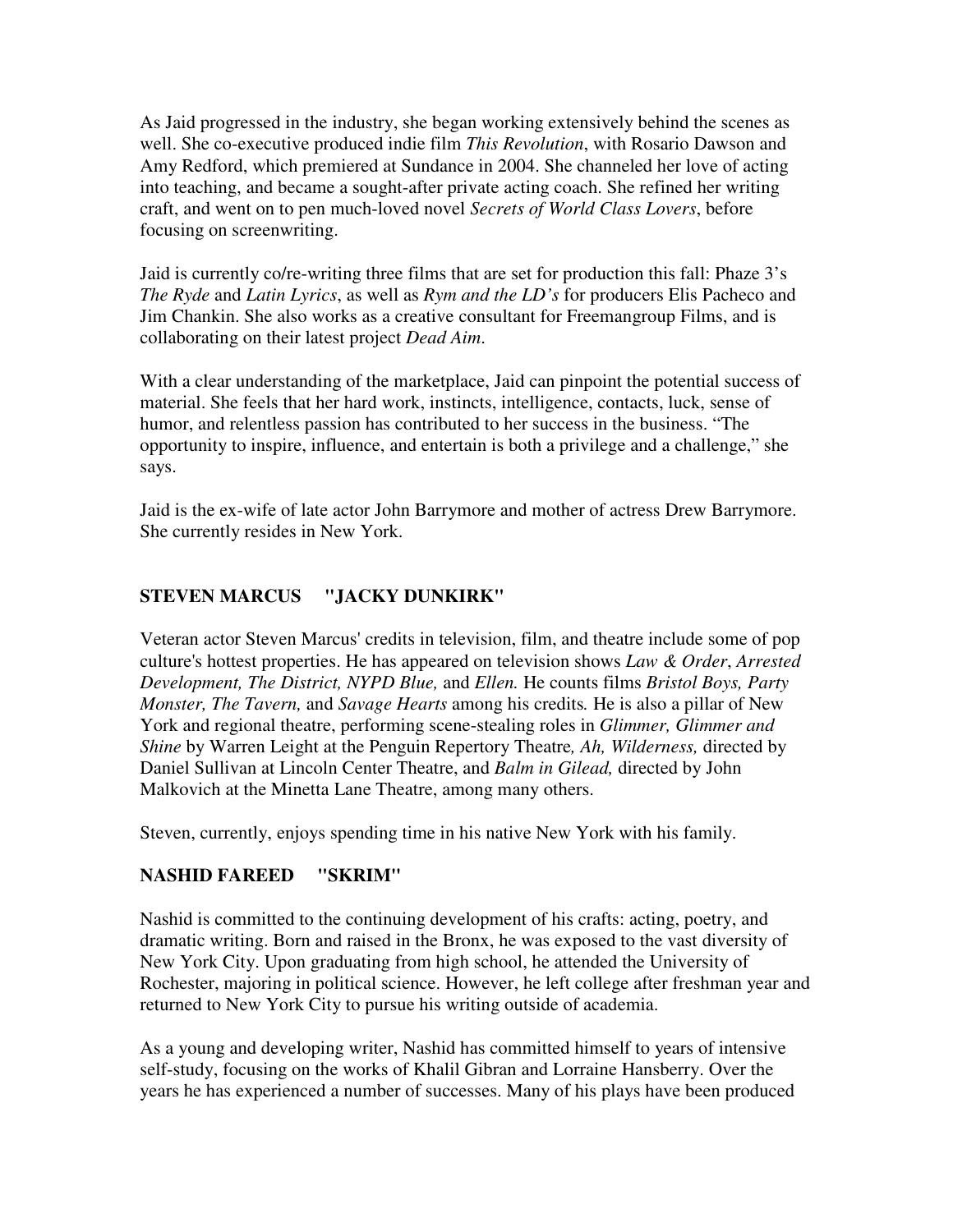As Jaid progressed in the industry, she began working extensively behind the scenes as well. She co-executive produced indie film *This Revolution*, with Rosario Dawson and Amy Redford, which premiered at Sundance in 2004. She channeled her love of acting into teaching, and became a sought-after private acting coach. She refined her writing craft, and went on to pen much-loved novel *Secrets of World Class Lovers*, before focusing on screenwriting.

Jaid is currently co/re-writing three films that are set for production this fall: Phaze 3's *The Ryde* and *Latin Lyrics*, as well as *Rym and the LD's* for producers Elis Pacheco and Jim Chankin. She also works as a creative consultant for Freemangroup Films, and is collaborating on their latest project *Dead Aim*.

With a clear understanding of the marketplace, Jaid can pinpoint the potential success of material. She feels that her hard work, instincts, intelligence, contacts, luck, sense of humor, and relentless passion has contributed to her success in the business. "The opportunity to inspire, influence, and entertain is both a privilege and a challenge," she says.

Jaid is the ex-wife of late actor John Barrymore and mother of actress Drew Barrymore. She currently resides in New York.

## STEVEN MARCUS "JACKY DUNKIRK"

Veteran actor Steven Marcus' credits in television, film, and theatre include some of pop culture's hottest properties. He has appeared on television shows *Law & Order*, *Arrested Development, The District, NYPD Blue,* and *Ellen.* He counts films *Bristol Boys, Party Monster, The Tavern,* and *Savage Hearts* among his credits. He is also a pillar of New York and regional theatre, performing scene-stealing roles in *Glimmer, Glimmer and Shine* by Warren Leight at the Penguin Repertory Theatre*, Ah, Wilderness,* directed by Daniel Sullivan at Lincoln Center Theatre, and *Balm in Gilead,* directed by John Malkovich at the Minetta Lane Theatre, among many others.

Steven, currently, enjoys spending time in his native New York with his family.

## NASHID FAREED "SKRIM"

Nashid is committed to the continuing development of his crafts: acting, poetry, and dramatic writing. Born and raised in the Bronx, he was exposed to the vast diversity of New York City. Upon graduating from high school, he attended the University of Rochester, majoring in political science. However, he left college after freshman year and returned to New York City to pursue his writing outside of academia.

As a young and developing writer, Nashid has committed himself to years of intensive self-study, focusing on the works of Khalil Gibran and Lorraine Hansberry. Over the years he has experienced a number of successes. Many of his plays have been produced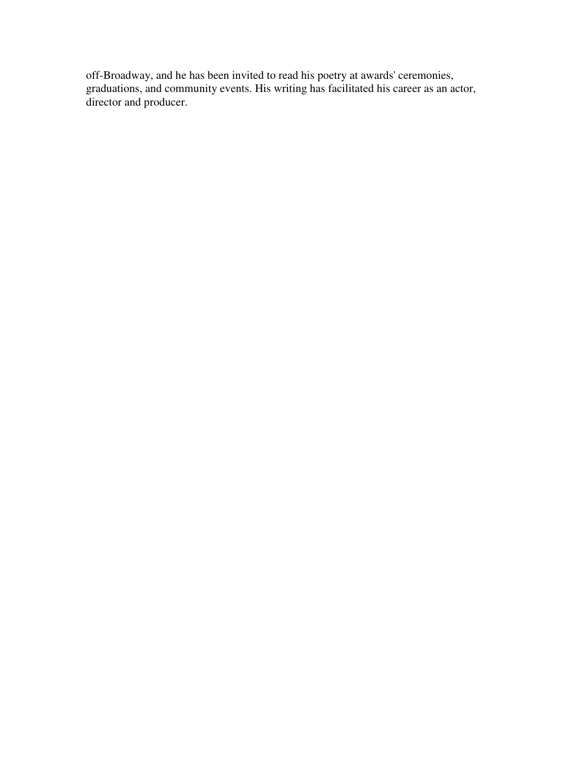off-Broadway, and he has been invited to read his poetry at awards' ceremonies, graduations, and community events. His writing has facilitated his career as an actor, director and producer.